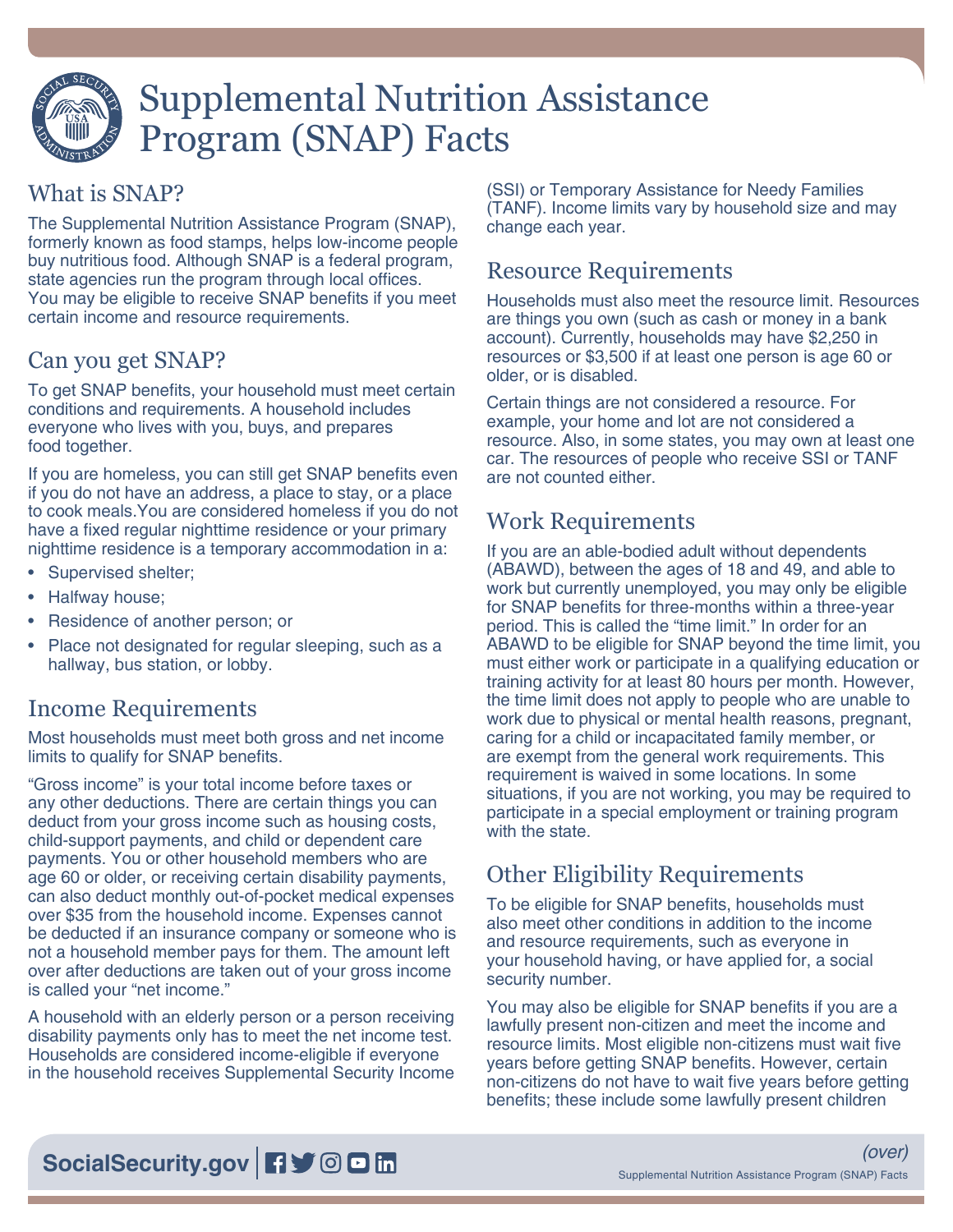# Supplemental Nutrition Assistance Program (SNAP) Facts

## What is SNAP?

The Supplemental Nutrition Assistance Program (SNAP), formerly known as food stamps, helps low-income people buy nutritious food. Although SNAP is a federal program, state agencies run the program through local offices. You may be eligible to receive SNAP benefits if you meet certain income and resource requirements.

## Can you get SNAP?

To get SNAP benefits, your household must meet certain conditions and requirements. A household includes everyone who lives with you, buys, and prepares food together.

If you are homeless, you can still get SNAP benefits even if you do not have an address, a place to stay, or a place to cook meals.You are considered homeless if you do not have a fixed regular nighttime residence or your primary nighttime residence is a temporary accommodation in a:

- Supervised shelter;
- Halfway house;
- Residence of another person; or
- Place not designated for regular sleeping, such as a hallway, bus station, or lobby.

## Income Requirements

Most households must meet both gross and net income limits to qualify for SNAP benefits.

"Gross income" is your total income before taxes or any other deductions. There are certain things you can deduct from your gross income such as housing costs, child-support payments, and child or dependent care payments. You or other household members who are age 60 or older, or receiving certain disability payments, can also deduct monthly out-of-pocket medical expenses over $35 from the household income. Expenses cannot be deducted if an insurance company or someone who is not a household member pays for them. The amount left over after deductions are taken out of your gross income is called your "net income."

A household with an elderly person or a person receiving disability payments only has to meet the net income test. Households are considered income-eligible if everyone in the household receives Supplemental Security Income (SSI) or Temporary Assistance for Needy Families (TANF). Income limits vary by household size and may change each year.

## Resource Requirements

Households must also meet the resource limit. Resources are things you own (such as cash or money in a bank account). Currently, households may have $2,250 in resources or $3,500 if at least one person is age 60 or older, or is disabled.

Certain things are not considered a resource. For example, your home and lot are not considered a resource. Also, in some states, you may own at least one car. The resources of people who receive SSI or TANF are not counted either.

## Work Requirements

If you are an able-bodied adult without dependents (ABAWD), between the ages of 18 and 49, and able to work but currently unemployed, you may only be eligible for SNAP benefits for three-months within a three-year period. This is called the "time limit." In order for an ABAWD to be eligible for SNAP beyond the time limit, you must either work or participate in a qualifying education or training activity for at least 80 hours per month. However, the time limit does not apply to people who are unable to work due to physical or mental health reasons, pregnant, caring for a child or incapacitated family member, or are exempt from the general work requirements. This requirement is waived in some locations. In some situations, if you are not working, you may be required to participate in a special employment or training program with the state.

## Other Eligibility Requirements

To be eligible for SNAP benefits, households must also meet other conditions in addition to the income and resource requirements, such as everyone in your household having, or have applied for, a social security number.

You may also be eligible for SNAP benefits if you are a lawfully present non-citizen and meet the income and resource limits. Most eligible non-citizens must wait five years before getting SNAP benefits. However, certain non-citizens do not have to wait five years before getting benefits; these include some lawfully present children

*(over)*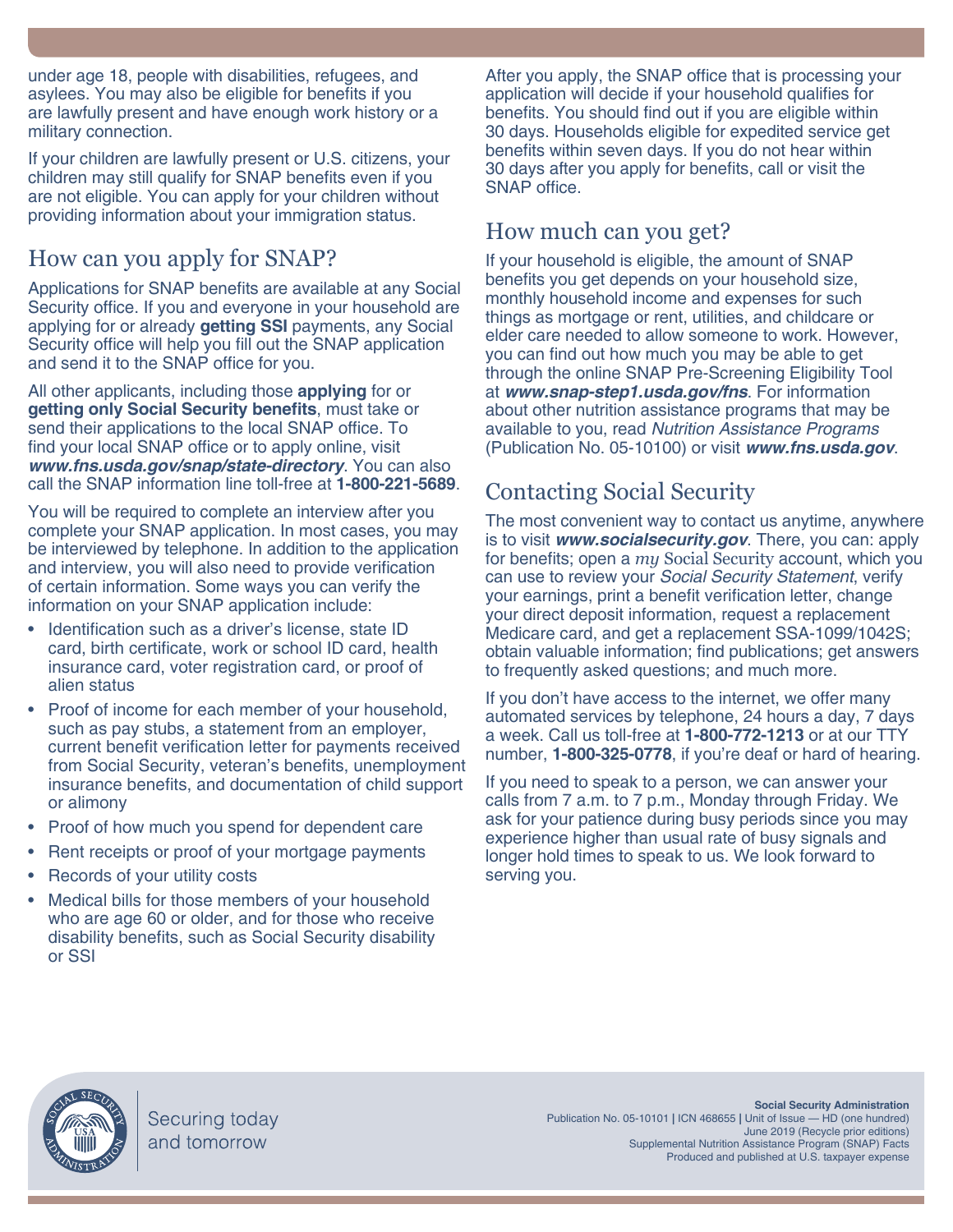under age 18, people with disabilities, refugees, and asylees. You may also be eligible for benefits if you are lawfully present and have enough work history or a military connection.

If your children are lawfully present or U.S. citizens, your children may still qualify for SNAP benefits even if you are not eligible. You can apply for your children without providing information about your immigration status.

## How can you apply for SNAP?

Applications for SNAP benefits are available at any Social Security office. If you and everyone in your household are applying for or already **getting SSI** payments, any Social Security office will help you fill out the SNAP application and send it to the SNAP office for you.

All other applicants, including those **applying** for or **getting only Social Security benefits**, must take or send their applications to the local SNAP office. To find your local SNAP office or to apply online, visit ***www.fns.usda.gov/snap/state-directory***. You can also call the SNAP information line toll-free at **1-800-221-5689**.

You will be required to complete an interview after you complete your SNAP application. In most cases, you may be interviewed by telephone. In addition to the application and interview, you will also need to provide verification of certain information. Some ways you can verify the information on your SNAP application include:

- Identification such as a driver's license, state ID card, birth certificate, work or school ID card, health insurance card, voter registration card, or proof of alien status
- Proof of income for each member of your household, such as pay stubs, a statement from an employer, current benefit verification letter for payments received from Social Security, veteran's benefits, unemployment insurance benefits, and documentation of child support or alimony
- Proof of how much you spend for dependent care
- Rent receipts or proof of your mortgage payments
- Records of your utility costs
- Medical bills for those members of your household who are age 60 or older, and for those who receive disability benefits, such as Social Security disability or SSI

After you apply, the SNAP office that is processing your application will decide if your household qualifies for benefits. You should find out if you are eligible within 30 days. Households eligible for expedited service get benefits within seven days. If you do not hear within 30 days after you apply for benefits, call or visit the SNAP office.

## How much can you get?

If your household is eligible, the amount of SNAP benefits you get depends on your household size, monthly household income and expenses for such things as mortgage or rent, utilities, and childcare or elder care needed to allow someone to work. However, you can find out how much you may be able to get through the online SNAP Pre-Screening Eligibility Tool at ***www.snap-step1.usda.gov/fns***. For information about other nutrition assistance programs that may be available to you, read *Nutrition Assistance Programs* (Publication No. 05-10100) or visit ***www.fns.usda.gov***.

## Contacting Social Security

The most convenient way to contact us anytime, anywhere is to visit ***www.socialsecurity.gov***. There, you can: apply for benefits; open a *my* Social Security account, which you can use to review your *Social Security Statement*, verify your earnings, print a benefit verification letter, change your direct deposit information, request a replacement Medicare card, and get a replacement SSA-1099/1042S; obtain valuable information; find publications; get answers to frequently asked questions; and much more.

If you don't have access to the internet, we offer many automated services by telephone, 24 hours a day, 7 days a week. Call us toll-free at **1-800-772-1213** or at our TTY number, **1-800-325-0778**, if you're deaf or hard of hearing.

If you need to speak to a person, we can answer your calls from 7 a.m. to 7 p.m., Monday through Friday. We ask for your patience during busy periods since you may experience higher than usual rate of busy signals and longer hold times to speak to us. We look forward to serving you.

Securing today and tomorrow

**Social Security Administration**
Publication No. 05-10101 | ICN 468655 | Unit of Issue — HD (one hundred)
June 2019 (Recycle prior editions)
Supplemental Nutrition Assistance Program (SNAP) Facts
Produced and published at U.S. taxpayer expense